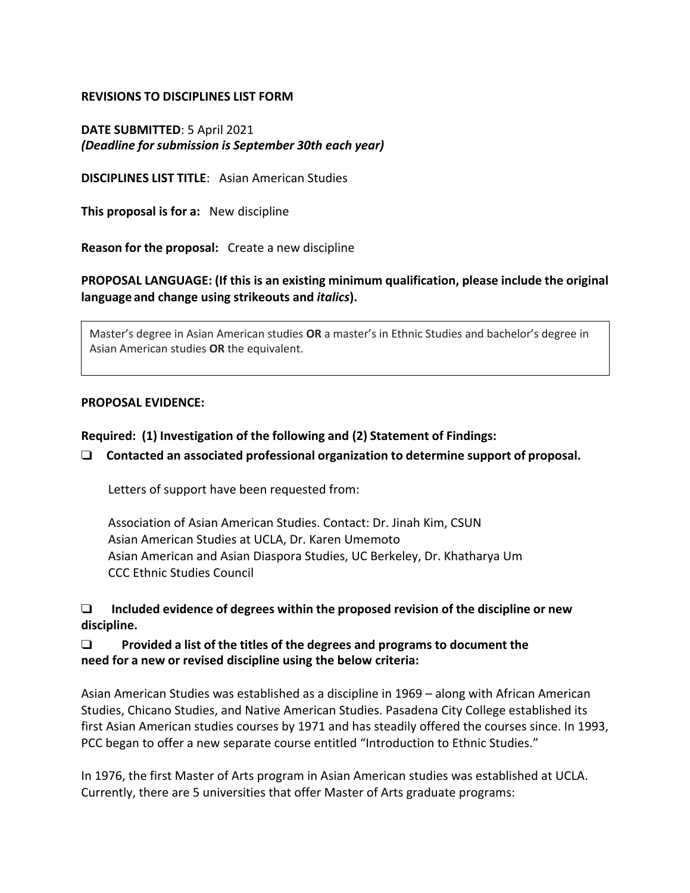**REVISIONS TO DISCIPLINES LIST FORM**

**DATE SUBMITTED**: 5 April 2021
***(Deadline for submission is September 30th each year)***

**DISCIPLINES LIST TITLE**: Asian American Studies

**This proposal is for a:** New discipline

**Reason for the proposal:** Create a new discipline

**PROPOSAL LANGUAGE: (If this is an existing minimum qualification, please include the original language and change using strikeouts and *italics*).**

> Master's degree in Asian American studies **OR** a master's in Ethnic Studies and bachelor's degree in Asian American studies **OR** the equivalent.

**PROPOSAL EVIDENCE:**

**Required: (1) Investigation of the following and (2) Statement of Findings:**

❑ **Contacted an associated professional organization to determine support of proposal.**

Letters of support have been requested from:

Association of Asian American Studies. Contact: Dr. Jinah Kim, CSUN
Asian American Studies at UCLA, Dr. Karen Umemoto
Asian American and Asian Diaspora Studies, UC Berkeley, Dr. Khatharya Um
CCC Ethnic Studies Council

❑ **Included evidence of degrees within the proposed revision of the discipline or new discipline.**

❑ **Provided a list of the titles of the degrees and programs to document the need for a new or revised discipline using the below criteria:**

Asian American Studies was established as a discipline in 1969 – along with African American Studies, Chicano Studies, and Native American Studies. Pasadena City College established its first Asian American studies courses by 1971 and has steadily offered the courses since. In 1993, PCC began to offer a new separate course entitled "Introduction to Ethnic Studies."

In 1976, the first Master of Arts program in Asian American studies was established at UCLA. Currently, there are 5 universities that offer Master of Arts graduate programs: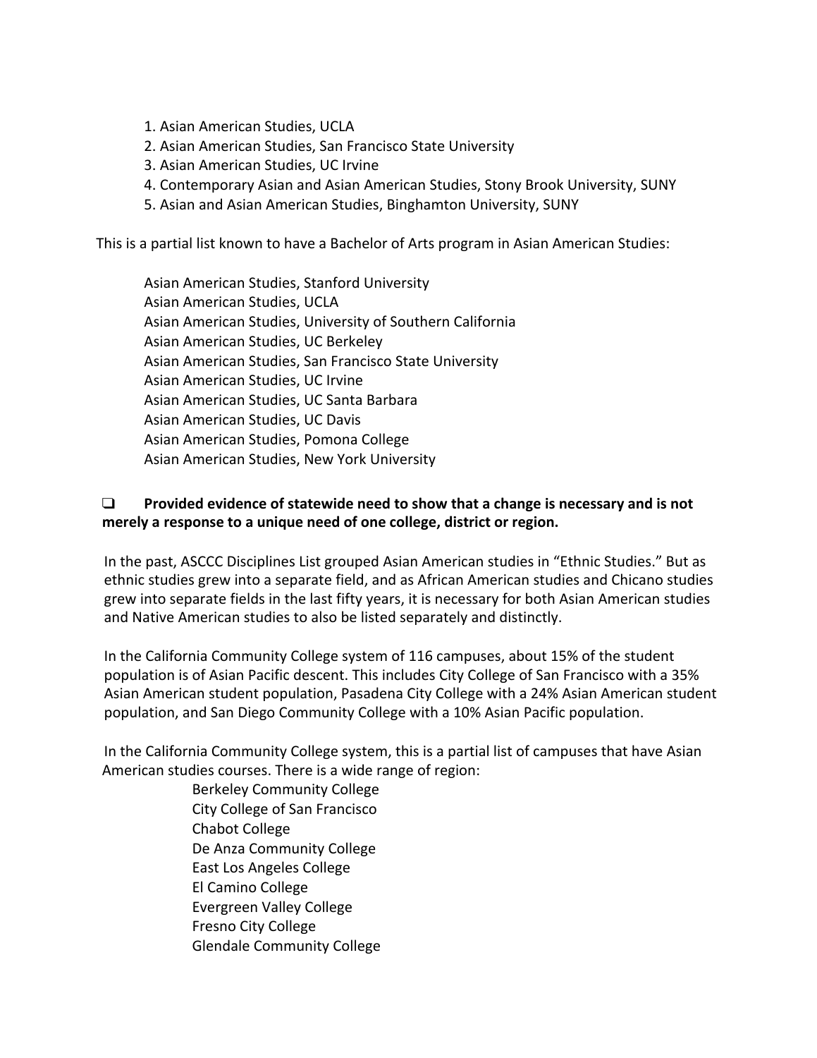1. Asian American Studies, UCLA
2. Asian American Studies, San Francisco State University
3. Asian American Studies, UC Irvine
4. Contemporary Asian and Asian American Studies, Stony Brook University, SUNY
5. Asian and Asian American Studies, Binghamton University, SUNY

This is a partial list known to have a Bachelor of Arts program in Asian American Studies:

Asian American Studies, Stanford University
Asian American Studies, UCLA
Asian American Studies, University of Southern California
Asian American Studies, UC Berkeley
Asian American Studies, San Francisco State University
Asian American Studies, UC Irvine
Asian American Studies, UC Santa Barbara
Asian American Studies, UC Davis
Asian American Studies, Pomona College
Asian American Studies, New York University

- [ ] **Provided evidence of statewide need to show that a change is necessary and is not merely a response to a unique need of one college, district or region.**

In the past, ASCCC Disciplines List grouped Asian American studies in "Ethnic Studies." But as ethnic studies grew into a separate field, and as African American studies and Chicano studies grew into separate fields in the last fifty years, it is necessary for both Asian American studies and Native American studies to also be listed separately and distinctly.

In the California Community College system of 116 campuses, about 15% of the student population is of Asian Pacific descent. This includes City College of San Francisco with a 35% Asian American student population, Pasadena City College with a 24% Asian American student population, and San Diego Community College with a 10% Asian Pacific population.

In the California Community College system, this is a partial list of campuses that have Asian American studies courses. There is a wide range of region:

Berkeley Community College
City College of San Francisco
Chabot College
De Anza Community College
East Los Angeles College
El Camino College
Evergreen Valley College
Fresno City College
Glendale Community College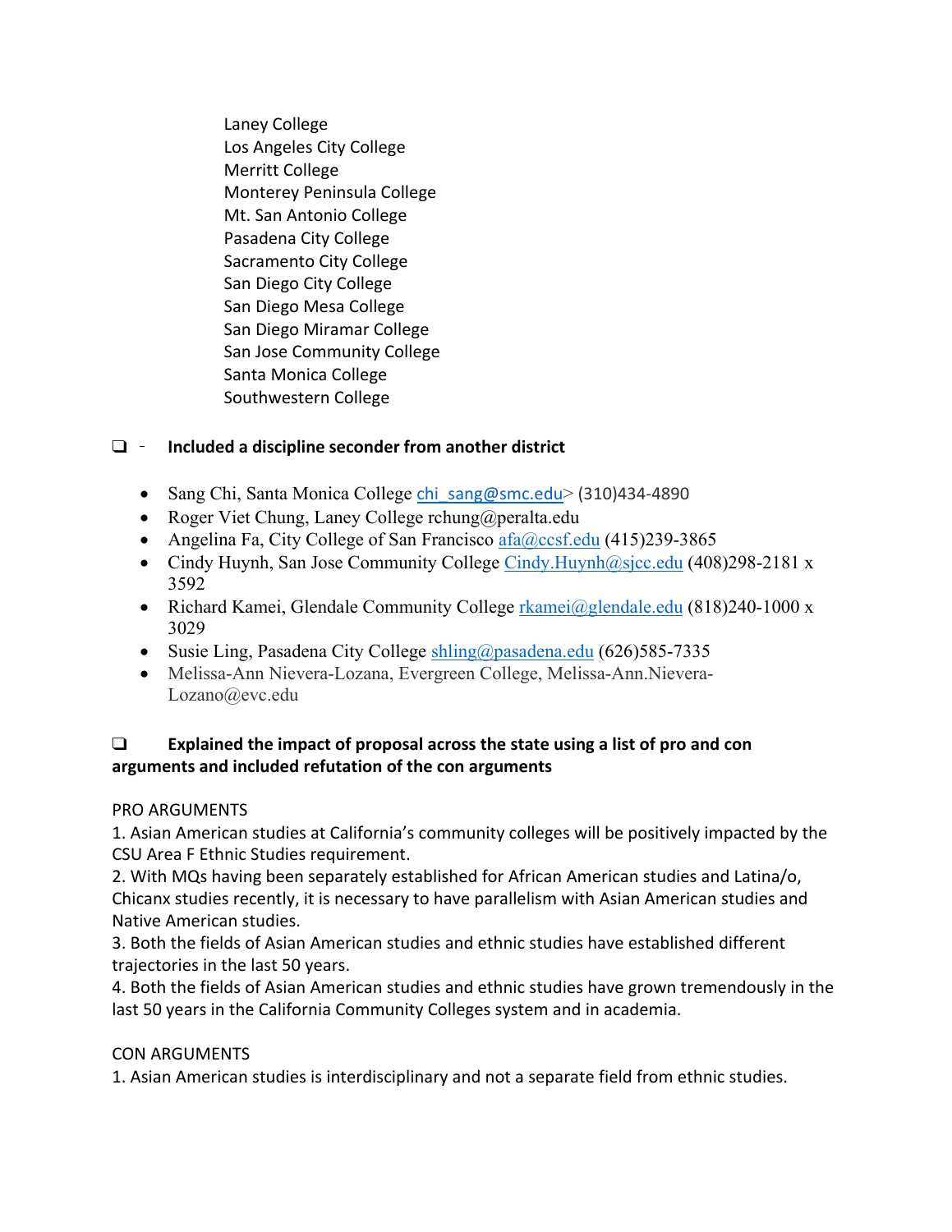Laney College
Los Angeles City College
Merritt College
Monterey Peninsula College
Mt. San Antonio College
Pasadena City College
Sacramento City College
San Diego City College
San Diego Mesa College
San Diego Miramar College
San Jose Community College
Santa Monica College
Southwestern College

❑ - **Included a discipline seconder from another district**

- Sang Chi, Santa Monica College chi_sang@smc.edu> (310)434-4890
- Roger Viet Chung, Laney College rchung@peralta.edu
- Angelina Fa, City College of San Francisco afa@ccsf.edu (415)239-3865
- Cindy Huynh, San Jose Community College Cindy.Huynh@sjcc.edu (408)298-2181 x 3592
- Richard Kamei, Glendale Community College rkamei@glendale.edu (818)240-1000 x 3029
- Susie Ling, Pasadena City College shling@pasadena.edu (626)585-7335
- Melissa-Ann Nievera-Lozana, Evergreen College, Melissa-Ann.Nievera-Lozano@evc.edu

❑ **Explained the impact of proposal across the state using a list of pro and con arguments and included refutation of the con arguments**

PRO ARGUMENTS

1. Asian American studies at California's community colleges will be positively impacted by the CSU Area F Ethnic Studies requirement.
2. With MQs having been separately established for African American studies and Latina/o, Chicanx studies recently, it is necessary to have parallelism with Asian American studies and Native American studies.
3. Both the fields of Asian American studies and ethnic studies have established different trajectories in the last 50 years.
4. Both the fields of Asian American studies and ethnic studies have grown tremendously in the last 50 years in the California Community Colleges system and in academia.

CON ARGUMENTS

1. Asian American studies is interdisciplinary and not a separate field from ethnic studies.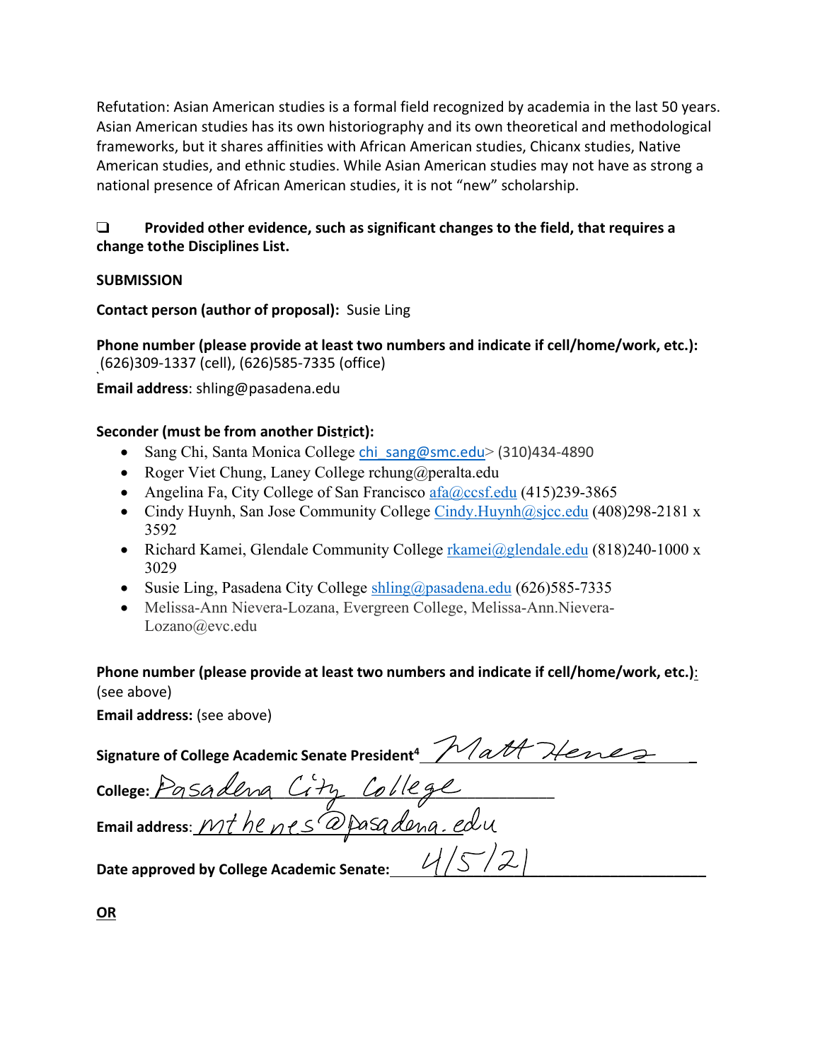Refutation: Asian American studies is a formal field recognized by academia in the last 50 years. Asian American studies has its own historiography and its own theoretical and methodological frameworks, but it shares affinities with African American studies, Chicanx studies, Native American studies, and ethnic studies. While Asian American studies may not have as strong a national presence of African American studies, it is not “new” scholarship.

❑ **Provided other evidence, such as significant changes to the field, that requires a change tothe Disciplines List.**

**SUBMISSION**

**Contact person (author of proposal):** Susie Ling

**Phone number (please provide at least two numbers and indicate if cell/home/work, etc.):**
(626)309-1337 (cell), (626)585-7335 (office)

**Email address**: shling@pasadena.edu

**Seconder (must be from another District):**

- Sang Chi, Santa Monica College chi_sang@smc.edu> (310)434-4890
- Roger Viet Chung, Laney College rchung@peralta.edu
- Angelina Fa, City College of San Francisco afa@ccsf.edu (415)239-3865
- Cindy Huynh, San Jose Community College Cindy.Huynh@sjcc.edu (408)298-2181 x 3592
- Richard Kamei, Glendale Community College rkamei@glendale.edu (818)240-1000 x 3029
- Susie Ling, Pasadena City College shling@pasadena.edu (626)585-7335
- Melissa-Ann Nievera-Lozana, Evergreen College, Melissa-Ann.Nievera-Lozano@evc.edu

**Phone number (please provide at least two numbers and indicate if cell/home/work, etc.)**: (see above)

**Email address:** (see above)

**Signature of College Academic Senate President**[4] Matt Henes

**College:** Pasadena City College

**Email address**: mthenes@pasadena.edu

**Date approved by College Academic Senate:** 4/5/21

**OR**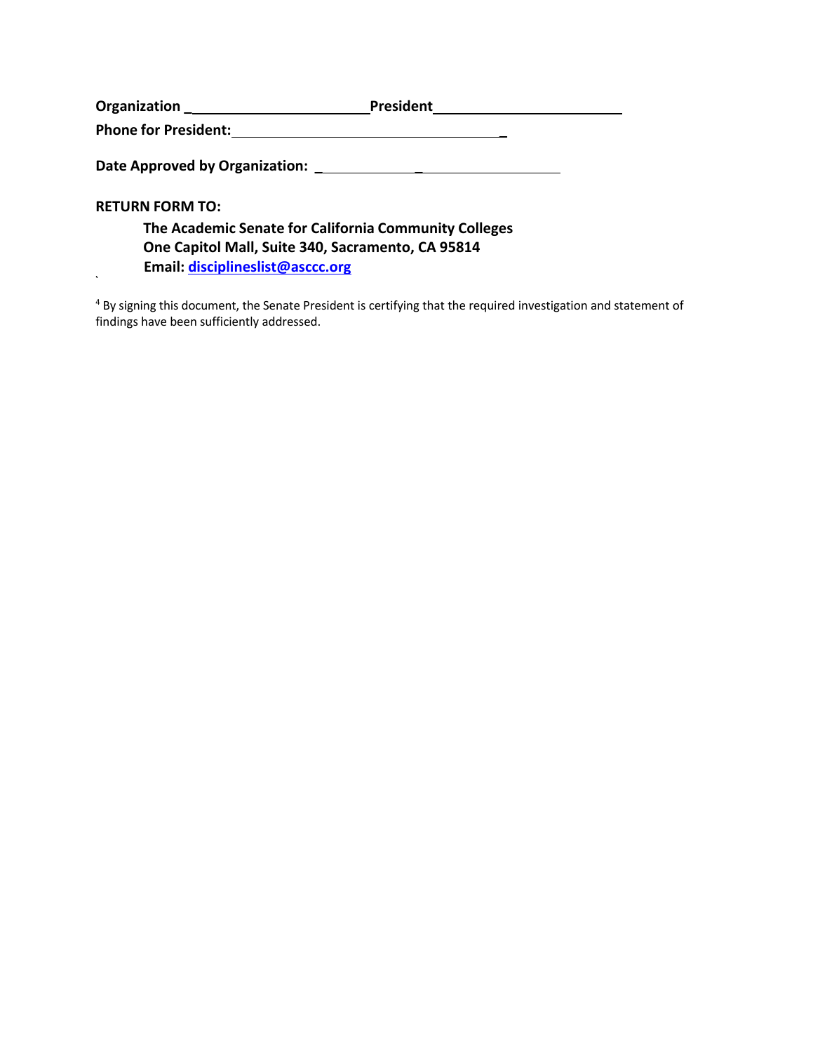**Organization** _______________________ **President** _______________________

**Phone for President:** _________________________________

**Date Approved by Organization:** _________________________

**RETURN FORM TO:**

> **The Academic Senate for California Community Colleges**
> **One Capitol Mall, Suite 340, Sacramento, CA 95814**
> **Email: disciplineslist@asccc.org**

`

[4] By signing this document, the Senate President is certifying that the required investigation and statement of findings have been sufficiently addressed.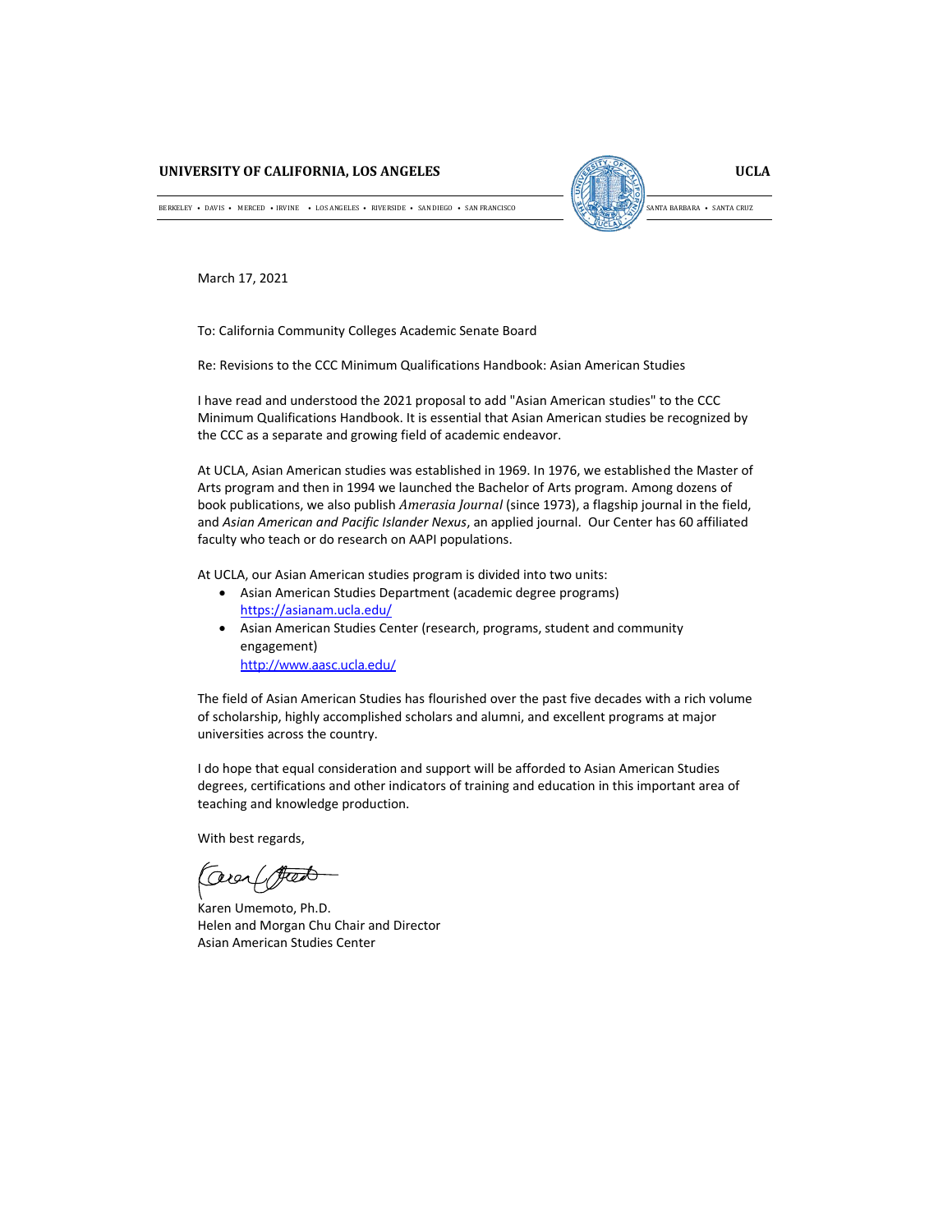**UNIVERSITY OF CALIFORNIA, LOS ANGELES** **UCLA**

BERKELEY • DAVIS • MERCED • IRVINE • LOS ANGELES • RIVERSIDE • SAN DIEGO • SAN FRANCISCO SANTA BARBARA • SANTA CRUZ

March 17, 2021

To: California Community Colleges Academic Senate Board

Re: Revisions to the CCC Minimum Qualifications Handbook: Asian American Studies

I have read and understood the 2021 proposal to add "Asian American studies" to the CCC Minimum Qualifications Handbook. It is essential that Asian American studies be recognized by the CCC as a separate and growing field of academic endeavor.

At UCLA, Asian American studies was established in 1969. In 1976, we established the Master of Arts program and then in 1994 we launched the Bachelor of Arts program. Among dozens of book publications, we also publish *Amerasia Journal* (since 1973), a flagship journal in the field, and *Asian American and Pacific Islander Nexus*, an applied journal. Our Center has 60 affiliated faculty who teach or do research on AAPI populations.

At UCLA, our Asian American studies program is divided into two units:

- Asian American Studies Department (academic degree programs) https://asianam.ucla.edu/
- Asian American Studies Center (research, programs, student and community engagement) http://www.aasc.ucla.edu/

The field of Asian American Studies has flourished over the past five decades with a rich volume of scholarship, highly accomplished scholars and alumni, and excellent programs at major universities across the country.

I do hope that equal consideration and support will be afforded to Asian American Studies degrees, certifications and other indicators of training and education in this important area of teaching and knowledge production.

With best regards,

Karen Umemoto, Ph.D.
Helen and Morgan Chu Chair and Director
Asian American Studies Center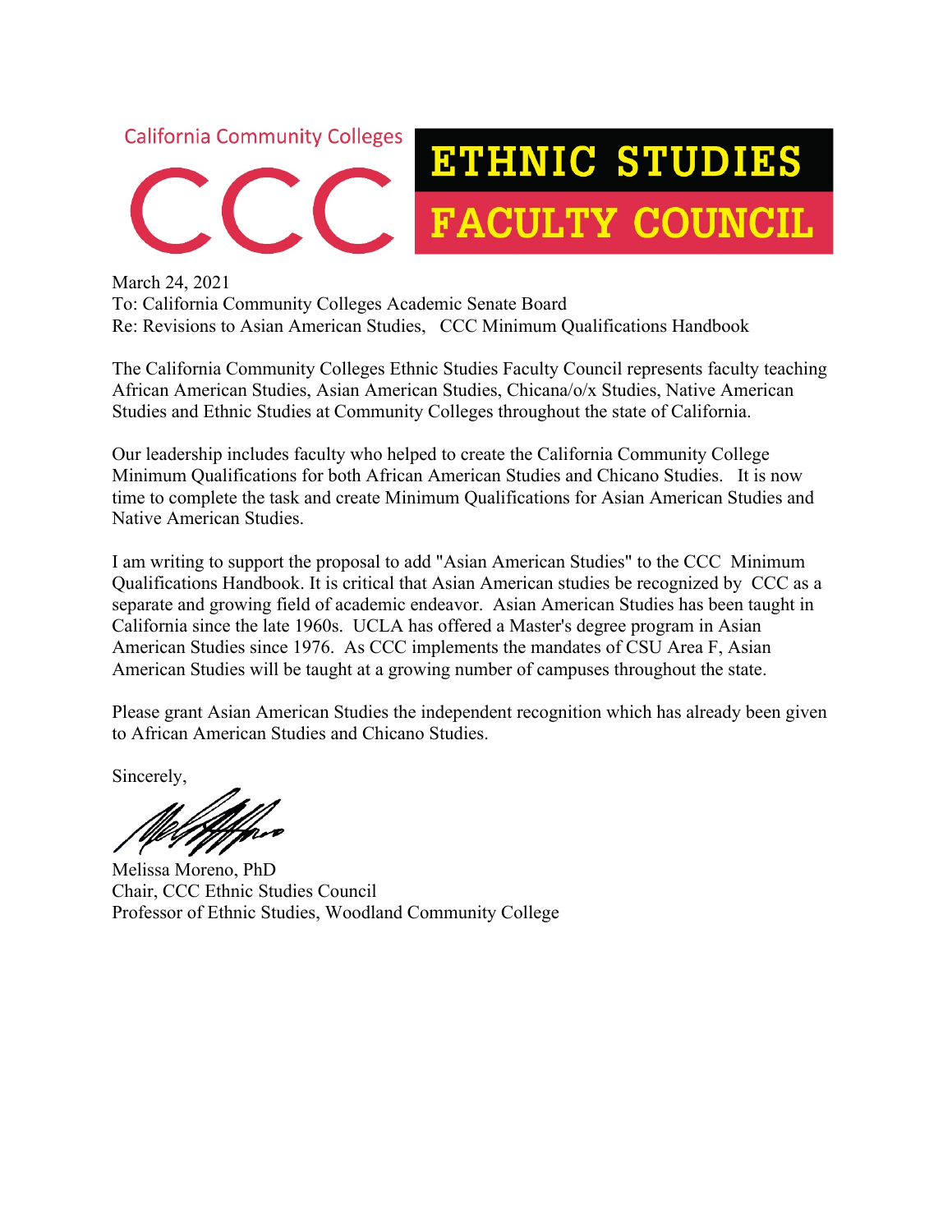California Community Colleges

CCC

# ETHNIC STUDIES FACULTY COUNCIL

March 24, 2021
To: California Community Colleges Academic Senate Board
Re: Revisions to Asian American Studies, CCC Minimum Qualifications Handbook

The California Community Colleges Ethnic Studies Faculty Council represents faculty teaching African American Studies, Asian American Studies, Chicana/o/x Studies, Native American Studies and Ethnic Studies at Community Colleges throughout the state of California.

Our leadership includes faculty who helped to create the California Community College Minimum Qualifications for both African American Studies and Chicano Studies. It is now time to complete the task and create Minimum Qualifications for Asian American Studies and Native American Studies.

I am writing to support the proposal to add "Asian American Studies" to the CCC Minimum Qualifications Handbook. It is critical that Asian American studies be recognized by CCC as a separate and growing field of academic endeavor. Asian American Studies has been taught in California since the late 1960s. UCLA has offered a Master's degree program in Asian American Studies since 1976. As CCC implements the mandates of CSU Area F, Asian American Studies will be taught at a growing number of campuses throughout the state.

Please grant Asian American Studies the independent recognition which has already been given to African American Studies and Chicano Studies.

Sincerely,

Melissa Moreno, PhD
Chair, CCC Ethnic Studies Council
Professor of Ethnic Studies, Woodland Community College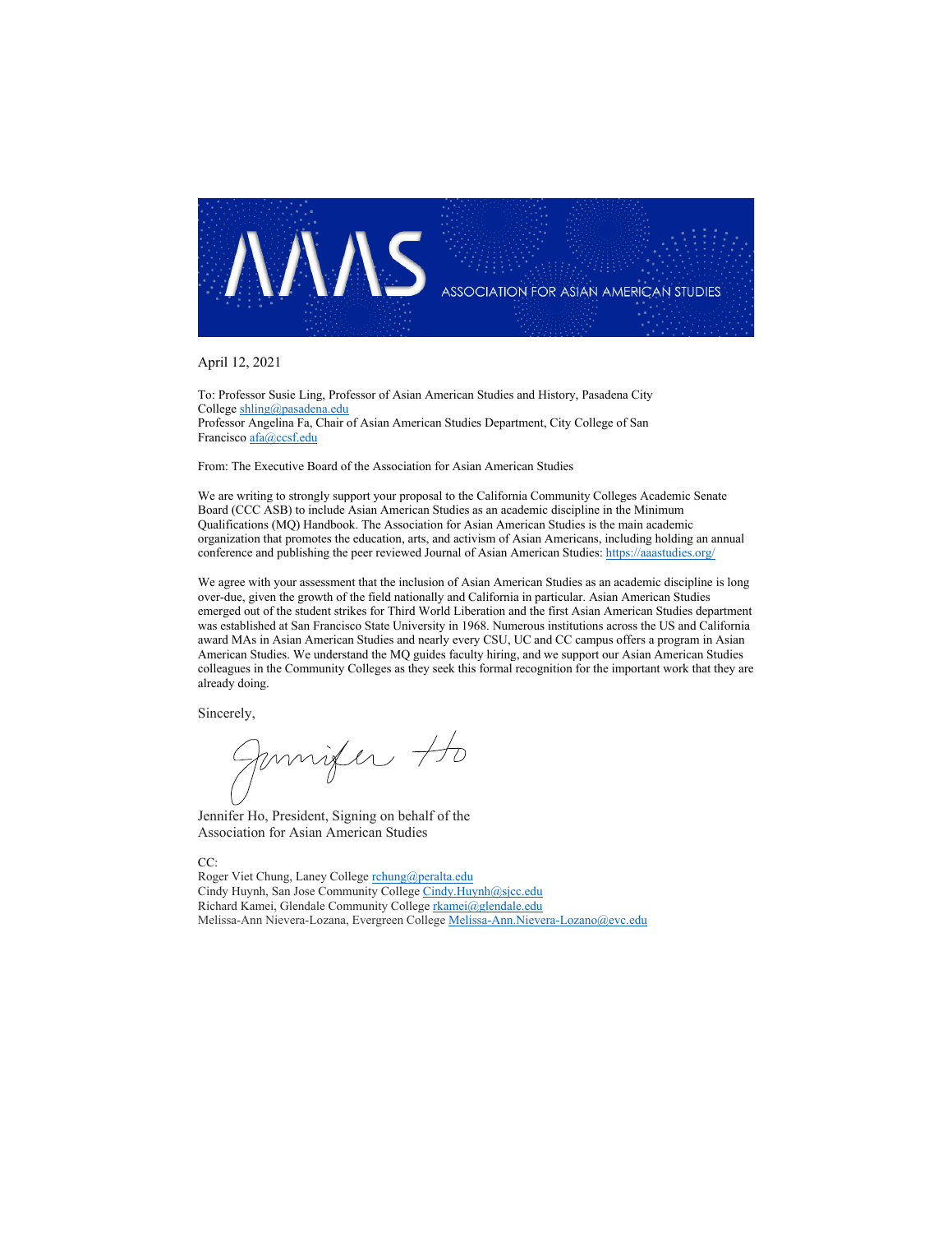AAAS ASSOCIATION FOR ASIAN AMERICAN STUDIES

April 12, 2021

To: Professor Susie Ling, Professor of Asian American Studies and History, Pasadena City College shling@pasadena.edu
Professor Angelina Fa, Chair of Asian American Studies Department, City College of San Francisco afa@ccsf.edu

From: The Executive Board of the Association for Asian American Studies

We are writing to strongly support your proposal to the California Community Colleges Academic Senate Board (CCC ASB) to include Asian American Studies as an academic discipline in the Minimum Qualifications (MQ) Handbook. The Association for Asian American Studies is the main academic organization that promotes the education, arts, and activism of Asian Americans, including holding an annual conference and publishing the peer reviewed Journal of Asian American Studies: https://aaastudies.org/

We agree with your assessment that the inclusion of Asian American Studies as an academic discipline is long over-due, given the growth of the field nationally and California in particular. Asian American Studies emerged out of the student strikes for Third World Liberation and the first Asian American Studies department was established at San Francisco State University in 1968. Numerous institutions across the US and California award MAs in Asian American Studies and nearly every CSU, UC and CC campus offers a program in Asian American Studies. We understand the MQ guides faculty hiring, and we support our Asian American Studies colleagues in the Community Colleges as they seek this formal recognition for the important work that they are already doing.

Sincerely,

Jennifer Ho

Jennifer Ho, President, Signing on behalf of the
Association for Asian American Studies

CC:
Roger Viet Chung, Laney College rchung@peralta.edu
Cindy Huynh, San Jose Community College Cindy.Huynh@sjcc.edu
Richard Kamei, Glendale Community College rkamei@glendale.edu
Melissa-Ann Nievera-Lozana, Evergreen College Melissa-Ann.Nievera-Lozano@evc.edu